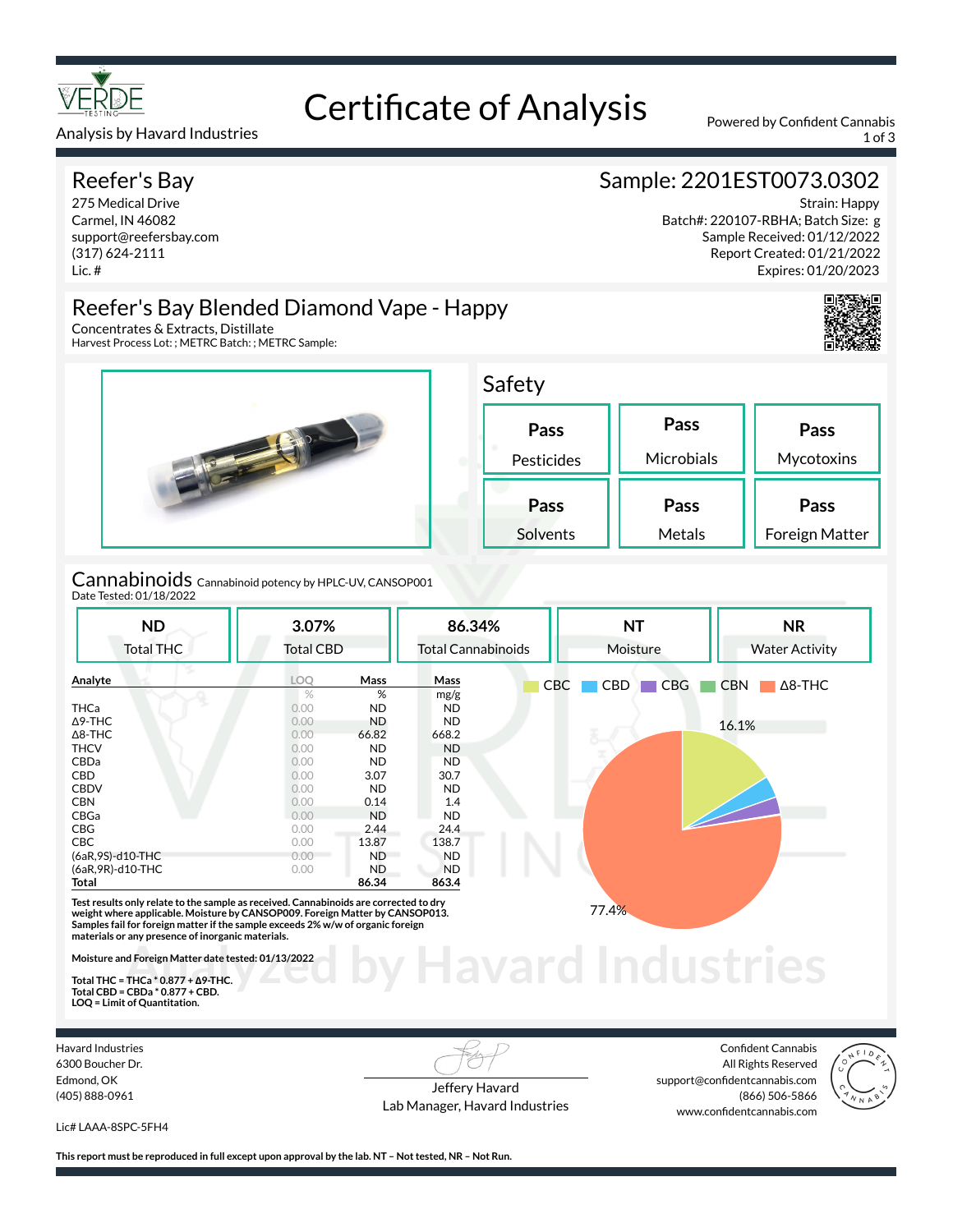# Certificate of Analysis

VERDE TESTING

Analysis by Havard Industries

Powered by Confident Cannabis

## Reefer's Bay

275 Medical Drive
Carmel, IN 46082
support@reefersbay.com
(317) 624-2111
Lic. #

## Sample: 2201EST0073.0302

Strain: Happy
Batch#: 220107-RBHA; Batch Size: g
Sample Received: 01/12/2022
Report Created: 01/21/2022
Expires: 01/20/2023

## Reefer's Bay Blended Diamond Vape - Happy

Concentrates & Extracts, Distillate
Harvest Process Lot: ; METRC Batch: ; METRC Sample:

## Safety

| Pass | Pass | Pass |
|---|---|---|
| Pesticides | Microbials | Mycotoxins |
| **Pass** | **Pass** | **Pass** |
| Solvents | Metals | Foreign Matter |

## Cannabinoids

Cannabinoid potency by HPLC-UV, CANSOP001
Date Tested: 01/18/2022

| ND | 3.07% | 86.34% | NT | NR |
|---|---|---|---|---|
| Total THC | Total CBD | Total Cannabinoids | Moisture | Water Activity |

| Analyte | LOQ | Mass | Mass |
|---|---|---|---|
| | % | % | mg/g |
| THCa | 0.00 | ND | ND |
| Δ9-THC | 0.00 | ND | ND |
| Δ8-THC | 0.00 | 66.82 | 668.2 |
| THCV | 0.00 | ND | ND |
| CBDa | 0.00 | ND | ND |
| CBD | 0.00 | 3.07 | 30.7 |
| CBDV | 0.00 | ND | ND |
| CBN | 0.00 | 0.14 | 1.4 |
| CBGa | 0.00 | ND | ND |
| CBG | 0.00 | 2.44 | 24.4 |
| CBC | 0.00 | 13.87 | 138.7 |
| (6aR,9S)-d10-THC | 0.00 | ND | ND |
| (6aR,9R)-d10-THC | 0.00 | ND | ND |
| **Total** | | **86.34** | **863.4** |

Chart legend: CBC, CBD, CBG, CBN, Δ8-THC — 16.1%, 77.4%

**Test results only relate to the sample as received. Cannabinoids are corrected to dry weight where applicable. Moisture by CANSOP009. Foreign Matter by CANSOP013. Samples fail for foreign matter if the sample exceeds 2% w/w of organic foreign materials or any presence of inorganic materials.**

**Moisture and Foreign Matter date tested: 01/13/2022**

**Total THC = THCa * 0.877 + Δ9-THC.**
**Total CBD = CBDa * 0.877 + CBD.**
**LOQ = Limit of Quantitation.**

Havard Industries
6300 Boucher Dr.
Edmond, OK
(405) 888-0961

Lic# LAAA-8SPC-5FH4

Jeffery Havard
Lab Manager, Havard Industries

Confident Cannabis
All Rights Reserved
support@confidentcannabis.com
(866) 506-5866
www.confidentcannabis.com

**This report must be reproduced in full except upon approval by the lab. NT – Not tested, NR – Not Run.**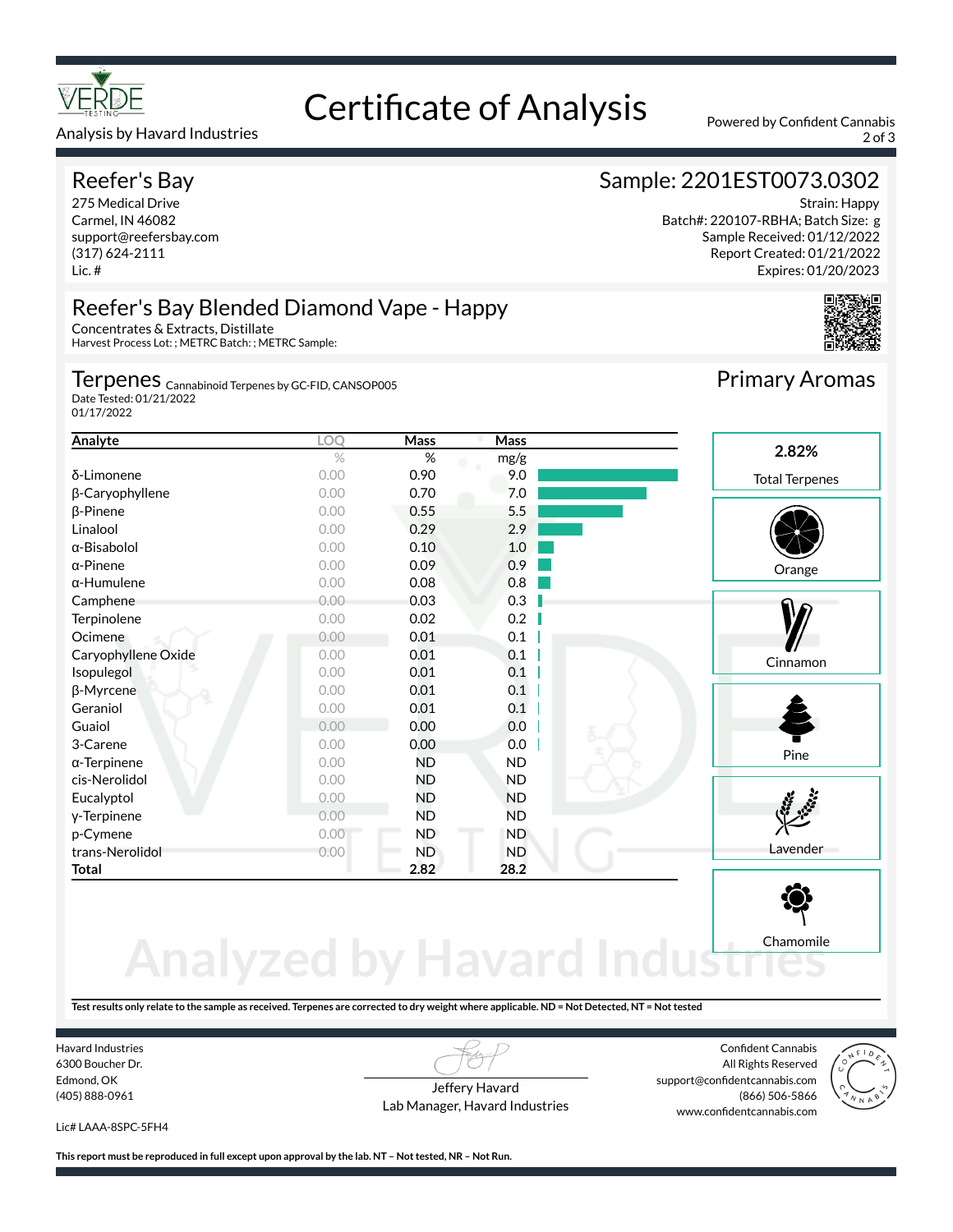# Certificate of Analysis

Analysis by Havard Industries

Powered by Confident Cannabis

## Reefer's Bay

275 Medical Drive
Carmel, IN 46082
support@reefersbay.com
(317) 624-2111
Lic. #

## Sample: 2201EST0073.0302

Strain: Happy
Batch#: 220107-RBHA; Batch Size: g
Sample Received: 01/12/2022
Report Created: 01/21/2022
Expires: 01/20/2023

## Reefer's Bay Blended Diamond Vape - Happy

Concentrates & Extracts, Distillate
Harvest Process Lot: ; METRC Batch: ; METRC Sample:

## Terpenes

Cannabinoid Terpenes by GC-FID, CANSOP005
Date Tested: 01/21/2022
01/17/2022

| Analyte | LOQ | Mass | Mass |
|---|---|---|---|
| | % | % | mg/g |
| δ-Limonene | 0.00 | 0.90 | 9.0 |
| β-Caryophyllene | 0.00 | 0.70 | 7.0 |
| β-Pinene | 0.00 | 0.55 | 5.5 |
| Linalool | 0.00 | 0.29 | 2.9 |
| α-Bisabolol | 0.00 | 0.10 | 1.0 |
| α-Pinene | 0.00 | 0.09 | 0.9 |
| α-Humulene | 0.00 | 0.08 | 0.8 |
| Camphene | 0.00 | 0.03 | 0.3 |
| Terpinolene | 0.00 | 0.02 | 0.2 |
| Ocimene | 0.00 | 0.01 | 0.1 |
| Caryophyllene Oxide | 0.00 | 0.01 | 0.1 |
| Isopulegol | 0.00 | 0.01 | 0.1 |
| β-Myrcene | 0.00 | 0.01 | 0.1 |
| Geraniol | 0.00 | 0.01 | 0.1 |
| Guaiol | 0.00 | 0.00 | 0.0 |
| 3-Carene | 0.00 | 0.00 | 0.0 |
| α-Terpinene | 0.00 | ND | ND |
| cis-Nerolidol | 0.00 | ND | ND |
| Eucalyptol | 0.00 | ND | ND |
| γ-Terpinene | 0.00 | ND | ND |
| p-Cymene | 0.00 | ND | ND |
| trans-Nerolidol | 0.00 | ND | ND |
| **Total** | | **2.82** | **28.2** |

## Primary Aromas

**2.82%**
Total Terpenes

Orange

Cinnamon

Pine

Lavender

Chamomile

**Test results only relate to the sample as received. Terpenes are corrected to dry weight where applicable. ND = Not Detected, NT = Not tested**

Havard Industries
6300 Boucher Dr.
Edmond, OK
(405) 888-0961

Lic# LAAA-8SPC-5FH4

Jeffery Havard
Lab Manager, Havard Industries

Confident Cannabis
All Rights Reserved
support@confidentcannabis.com
(866) 506-5866
www.confidentcannabis.com

**This report must be reproduced in full except upon approval by the lab. NT – Not tested, NR – Not Run.**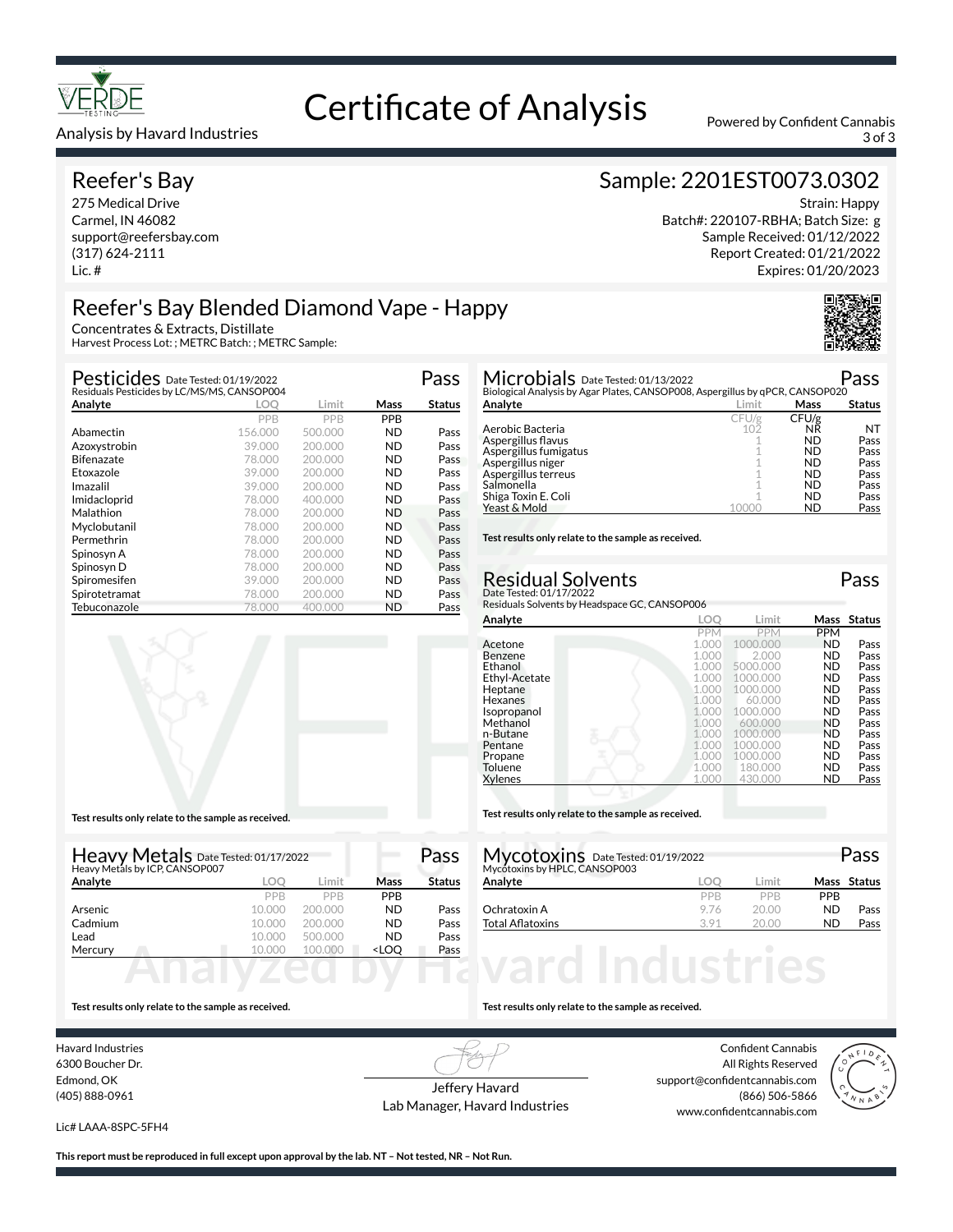# Certificate of Analysis

Analysis by Havard Industries

Powered by Confident Cannabis

## Reefer's Bay

275 Medical Drive
Carmel, IN 46082
support@reefersbay.com
(317) 624-2111
Lic. #

## Sample: 2201EST0073.0302

Strain: Happy
Batch#: 220107-RBHA; Batch Size: g
Sample Received: 01/12/2022
Report Created: 01/21/2022
Expires: 01/20/2023

## Reefer's Bay Blended Diamond Vape - Happy

Concentrates & Extracts, Distillate
Harvest Process Lot: ; METRC Batch: ; METRC Sample:

### Pesticides — Pass

Date Tested: 01/19/2022
Residuals Pesticides by LC/MS/MS, CANSOP004

| Analyte | LOQ | Limit | Mass | Status |
|---|---|---|---|---|
| | PPB | PPB | PPB | |
| Abamectin | 156.000 | 500.000 | ND | Pass |
| Azoxystrobin | 39.000 | 200.000 | ND | Pass |
| Bifenazate | 78.000 | 200.000 | ND | Pass |
| Etoxazole | 39.000 | 200.000 | ND | Pass |
| Imazalil | 39.000 | 200.000 | ND | Pass |
| Imidacloprid | 78.000 | 400.000 | ND | Pass |
| Malathion | 78.000 | 200.000 | ND | Pass |
| Myclobutanil | 78.000 | 200.000 | ND | Pass |
| Permethrin | 78.000 | 200.000 | ND | Pass |
| Spinosyn A | 78.000 | 200.000 | ND | Pass |
| Spinosyn D | 78.000 | 200.000 | ND | Pass |
| Spiromesifen | 39.000 | 200.000 | ND | Pass |
| Spirotetramat | 78.000 | 200.000 | ND | Pass |
| Tebuconazole | 78.000 | 400.000 | ND | Pass |

**Test results only relate to the sample as received.**

### Microbials — Pass

Date Tested: 01/13/2022
Biological Analysis by Agar Plates, CANSOP008, Aspergillus by qPCR, CANSOP020

| Analyte | Limit | Mass | Status |
|---|---|---|---|
| | CFU/g | CFU/g | |
| Aerobic Bacteria | 102 | NR | NT |
| Aspergillus flavus | 1 | ND | Pass |
| Aspergillus fumigatus | 1 | ND | Pass |
| Aspergillus niger | 1 | ND | Pass |
| Aspergillus terreus | 1 | ND | Pass |
| Salmonella | 1 | ND | Pass |
| Shiga Toxin E. Coli | 1 | ND | Pass |
| Yeast & Mold | 10000 | ND | Pass |

**Test results only relate to the sample as received.**

### Residual Solvents — Pass

Date Tested: 01/17/2022
Residuals Solvents by Headspace GC, CANSOP006

| Analyte | LOQ | Limit | Mass | Status |
|---|---|---|---|---|
| | PPM | PPM | PPM | |
| Acetone | 1.000 | 1000.000 | ND | Pass |
| Benzene | 1.000 | 2.000 | ND | Pass |
| Ethanol | 1.000 | 5000.000 | ND | Pass |
| Ethyl-Acetate | 1.000 | 1000.000 | ND | Pass |
| Heptane | 1.000 | 1000.000 | ND | Pass |
| Hexanes | 1.000 | 60.000 | ND | Pass |
| Isopropanol | 1.000 | 1000.000 | ND | Pass |
| Methanol | 1.000 | 600.000 | ND | Pass |
| n-Butane | 1.000 | 1000.000 | ND | Pass |
| Pentane | 1.000 | 1000.000 | ND | Pass |
| Propane | 1.000 | 1000.000 | ND | Pass |
| Toluene | 1.000 | 180.000 | ND | Pass |
| Xylenes | 1.000 | 430.000 | ND | Pass |

**Test results only relate to the sample as received.**

### Heavy Metals — Pass

Date Tested: 01/17/2022
Heavy Metals by ICP, CANSOP007

| Analyte | LOQ | Limit | Mass | Status |
|---|---|---|---|---|
| | PPB | PPB | PPB | |
| Arsenic | 10.000 | 200.000 | ND | Pass |
| Cadmium | 10.000 | 200.000 | ND | Pass |
| Lead | 10.000 | 500.000 | ND | Pass |
| Mercury | 10.000 | 100.000 | <LOQ | Pass |

**Test results only relate to the sample as received.**

### Mycotoxins — Pass

Date Tested: 01/19/2022
Mycotoxins by HPLC, CANSOP003

| Analyte | LOQ | Limit | Mass | Status |
|---|---|---|---|---|
| | PPB | PPB | PPB | |
| Ochratoxin A | 9.76 | 20.00 | ND | Pass |
| Total Aflatoxins | 3.91 | 20.00 | ND | Pass |

**Test results only relate to the sample as received.**

Havard Industries
6300 Boucher Dr.
Edmond, OK
(405) 888-0961

Lic# LAAA-8SPC-5FH4

Jeffery Havard
Lab Manager, Havard Industries

Confident Cannabis
All Rights Reserved
support@confidentcannabis.com
(866) 506-5866
www.confidentcannabis.com

**This report must be reproduced in full except upon approval by the lab. NT – Not tested, NR – Not Run.**